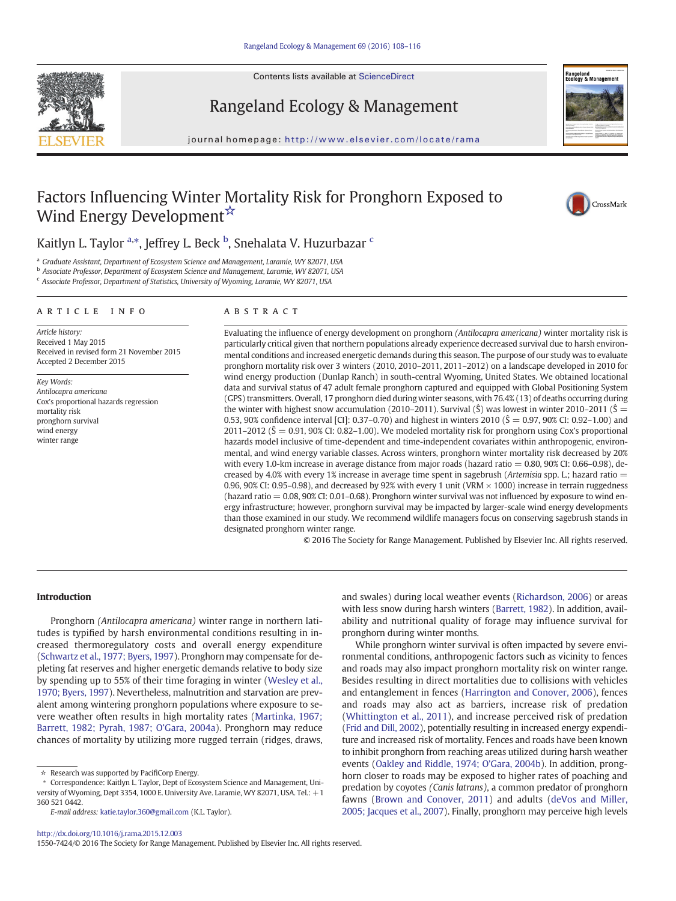# Factors Influencing Winter Mortality Risk for Pronghorn Exposed to Wind Energy Development☆

Kaitlyn L. Taylor [a,*], Jeffrey L. Beck [b], Snehalata V. Huzurbazar [c]

[a] Graduate Assistant, Department of Ecosystem Science and Management, Laramie, WY 82071, USA
[b] Associate Professor, Department of Ecosystem Science and Management, Laramie, WY 82071, USA
[c] Associate Professor, Department of Statistics, University of Wyoming, Laramie, WY 82071, USA

## ARTICLE INFO

*Article history:*
Received 1 May 2015
Received in revised form 21 November 2015
Accepted 2 December 2015

*Key Words:*
*Antilocapra americana*
Cox's proportional hazards regression
mortality risk
pronghorn survival
wind energy
winter range

## ABSTRACT

Evaluating the influence of energy development on pronghorn *(Antilocapra americana)* winter mortality risk is particularly critical given that northern populations already experience decreased survival due to harsh environmental conditions and increased energetic demands during this season. The purpose of our study was to evaluate pronghorn mortality risk over 3 winters (2010, 2010–2011, 2011–2012) on a landscape developed in 2010 for wind energy production (Dunlap Ranch) in south-central Wyoming, United States. We obtained locational data and survival status of 47 adult female pronghorn captured and equipped with Global Positioning System (GPS) transmitters. Overall, 17 pronghorn died during winter seasons, with 76.4% (13) of deaths occurring during the winter with highest snow accumulation (2010–2011). Survival ($\hat{S}$) was lowest in winter 2010–2011 ($\hat{S}$ = 0.53, 90% confidence interval [CI]: 0.37–0.70) and highest in winters 2010 ($\hat{S}$ = 0.97, 90% CI: 0.92–1.00) and 2011–2012 ($\hat{S}$ = 0.91, 90% CI: 0.82–1.00). We modeled mortality risk for pronghorn using Cox's proportional hazards model inclusive of time-dependent and time-independent covariates within anthropogenic, environmental, and wind energy variable classes. Across winters, pronghorn winter mortality risk decreased by 20% with every 1.0-km increase in average distance from major roads (hazard ratio = 0.80, 90% CI: 0.66–0.98), decreased by 4.0% with every 1% increase in average time spent in sagebrush (*Artemisia* spp. L.; hazard ratio = 0.96, 90% CI: 0.95–0.98), and decreased by 92% with every 1 unit (VRM × 1000) increase in terrain ruggedness (hazard ratio = 0.08, 90% CI: 0.01–0.68). Pronghorn winter survival was not influenced by exposure to wind energy infrastructure; however, pronghorn survival may be impacted by larger-scale wind energy developments than those examined in our study. We recommend wildlife managers focus on conserving sagebrush stands in designated pronghorn winter range.

© 2016 The Society for Range Management. Published by Elsevier Inc. All rights reserved.

## Introduction

Pronghorn *(Antilocapra americana)* winter range in northern latitudes is typified by harsh environmental conditions resulting in increased thermoregulatory costs and overall energy expenditure (Schwartz et al., 1977; Byers, 1997). Pronghorn may compensate for depleting fat reserves and higher energetic demands relative to body size by spending up to 55% of their time foraging in winter (Wesley et al., 1970; Byers, 1997). Nevertheless, malnutrition and starvation are prevalent among wintering pronghorn populations where exposure to severe weather often results in high mortality rates (Martinka, 1967; Barrett, 1982; Pyrah, 1987; O'Gara, 2004a). Pronghorn may reduce chances of mortality by utilizing more rugged terrain (ridges, draws, and swales) during local weather events (Richardson, 2006) or areas with less snow during harsh winters (Barrett, 1982). In addition, availability and nutritional quality of forage may influence survival for pronghorn during winter months.

While pronghorn winter survival is often impacted by severe environmental conditions, anthropogenic factors such as vicinity to fences and roads may also impact pronghorn mortality risk on winter range. Besides resulting in direct mortalities due to collisions with vehicles and entanglement in fences (Harrington and Conover, 2006), fences and roads may also act as barriers, increase risk of predation (Whittington et al., 2011), and increase perceived risk of predation (Frid and Dill, 2002), potentially resulting in increased energy expenditure and increased risk of mortality. Fences and roads have been known to inhibit pronghorn from reaching areas utilized during harsh weather events (Oakley and Riddle, 1974; O'Gara, 2004b). In addition, pronghorn closer to roads may be exposed to higher rates of poaching and predation by coyotes *(Canis latrans)*, a common predator of pronghorn fawns (Brown and Conover, 2011) and adults (deVos and Miller, 2005; Jacques et al., 2007). Finally, pronghorn may perceive high levels

☆ Research was supported by PacifiCorp Energy.
* Correspondence: Kaitlyn L. Taylor, Dept of Ecosystem Science and Management, University of Wyoming, Dept 3354, 1000 E. University Ave. Laramie, WY 82071, USA. Tel.: +1 360 521 0442.
*E-mail address:* katie.taylor.360@gmail.com (K.L. Taylor).

http://dx.doi.org/10.1016/j.rama.2015.12.003
1550-7424/© 2016 The Society for Range Management. Published by Elsevier Inc. All rights reserved.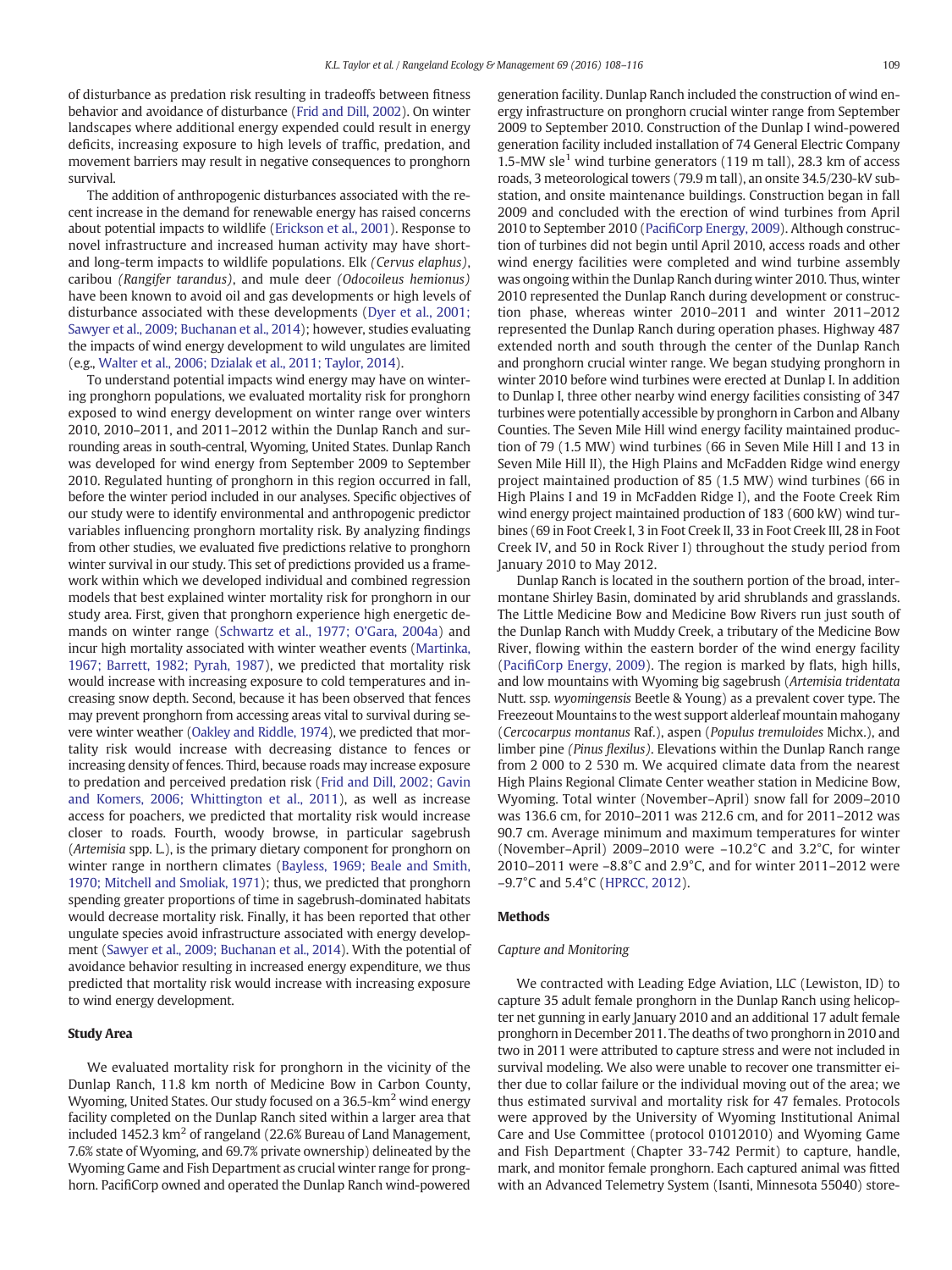of disturbance as predation risk resulting in tradeoffs between fitness behavior and avoidance of disturbance (Frid and Dill, 2002). On winter landscapes where additional energy expended could result in energy deficits, increasing exposure to high levels of traffic, predation, and movement barriers may result in negative consequences to pronghorn survival.

The addition of anthropogenic disturbances associated with the recent increase in the demand for renewable energy has raised concerns about potential impacts to wildlife (Erickson et al., 2001). Response to novel infrastructure and increased human activity may have short- and long-term impacts to wildlife populations. Elk *(Cervus elaphus)*, caribou *(Rangifer tarandus)*, and mule deer *(Odocoileus hemionus)* have been known to avoid oil and gas developments or high levels of disturbance associated with these developments (Dyer et al., 2001; Sawyer et al., 2009; Buchanan et al., 2014); however, studies evaluating the impacts of wind energy development to wild ungulates are limited (e.g., Walter et al., 2006; Dzialak et al., 2011; Taylor, 2014).

To understand potential impacts wind energy may have on wintering pronghorn populations, we evaluated mortality risk for pronghorn exposed to wind energy development on winter range over winters 2010, 2010–2011, and 2011–2012 within the Dunlap Ranch and surrounding areas in south-central, Wyoming, United States. Dunlap Ranch was developed for wind energy from September 2009 to September 2010. Regulated hunting of pronghorn in this region occurred in fall, before the winter period included in our analyses. Specific objectives of our study were to identify environmental and anthropogenic predictor variables influencing pronghorn mortality risk. By analyzing findings from other studies, we evaluated five predictions relative to pronghorn winter survival in our study. This set of predictions provided us a framework within which we developed individual and combined regression models that best explained winter mortality risk for pronghorn in our study area. First, given that pronghorn experience high energetic demands on winter range (Schwartz et al., 1977; O'Gara, 2004a) and incur high mortality associated with winter weather events (Martinka, 1967; Barrett, 1982; Pyrah, 1987), we predicted that mortality risk would increase with increasing exposure to cold temperatures and increasing snow depth. Second, because it has been observed that fences may prevent pronghorn from accessing areas vital to survival during severe winter weather (Oakley and Riddle, 1974), we predicted that mortality risk would increase with decreasing distance to fences or increasing density of fences. Third, because roads may increase exposure to predation and perceived predation risk (Frid and Dill, 2002; Gavin and Komers, 2006; Whittington et al., 2011), as well as increase access for poachers, we predicted that mortality risk would increase closer to roads. Fourth, woody browse, in particular sagebrush (*Artemisia* spp. L.), is the primary dietary component for pronghorn on winter range in northern climates (Bayless, 1969; Beale and Smith, 1970; Mitchell and Smoliak, 1971); thus, we predicted that pronghorn spending greater proportions of time in sagebrush-dominated habitats would decrease mortality risk. Finally, it has been reported that other ungulate species avoid infrastructure associated with energy development (Sawyer et al., 2009; Buchanan et al., 2014). With the potential of avoidance behavior resulting in increased energy expenditure, we thus predicted that mortality risk would increase with increasing exposure to wind energy development.

## Study Area

We evaluated mortality risk for pronghorn in the vicinity of the Dunlap Ranch, 11.8 km north of Medicine Bow in Carbon County, Wyoming, United States. Our study focused on a 36.5-km$^2$ wind energy facility completed on the Dunlap Ranch sited within a larger area that included 1452.3 km$^2$ of rangeland (22.6% Bureau of Land Management, 7.6% state of Wyoming, and 69.7% private ownership) delineated by the Wyoming Game and Fish Department as crucial winter range for pronghorn. PacifiCorp owned and operated the Dunlap Ranch wind-powered generation facility. Dunlap Ranch included the construction of wind energy infrastructure on pronghorn crucial winter range from September 2009 to September 2010. Construction of the Dunlap I wind-powered generation facility included installation of 74 General Electric Company 1.5-MW sle[1] wind turbine generators (119 m tall), 28.3 km of access roads, 3 meteorological towers (79.9 m tall), an onsite 34.5/230-kV substation, and onsite maintenance buildings. Construction began in fall 2009 and concluded with the erection of wind turbines from April 2010 to September 2010 (PacifiCorp Energy, 2009). Although construction of turbines did not begin until April 2010, access roads and other wind energy facilities were completed and wind turbine assembly was ongoing within the Dunlap Ranch during winter 2010. Thus, winter 2010 represented the Dunlap Ranch during development or construction phase, whereas winter 2010–2011 and winter 2011–2012 represented the Dunlap Ranch during operation phases. Highway 487 extended north and south through the center of the Dunlap Ranch and pronghorn crucial winter range. We began studying pronghorn in winter 2010 before wind turbines were erected at Dunlap I. In addition to Dunlap I, three other nearby wind energy facilities consisting of 347 turbines were potentially accessible by pronghorn in Carbon and Albany Counties. The Seven Mile Hill wind energy facility maintained production of 79 (1.5 MW) wind turbines (66 in Seven Mile Hill I and 13 in Seven Mile Hill II), the High Plains and McFadden Ridge wind energy project maintained production of 85 (1.5 MW) wind turbines (66 in High Plains I and 19 in McFadden Ridge I), and the Foote Creek Rim wind energy project maintained production of 183 (600 kW) wind turbines (69 in Foot Creek I, 3 in Foot Creek II, 33 in Foot Creek III, 28 in Foot Creek IV, and 50 in Rock River I) throughout the study period from January 2010 to May 2012.

Dunlap Ranch is located in the southern portion of the broad, intermontane Shirley Basin, dominated by arid shrublands and grasslands. The Little Medicine Bow and Medicine Bow Rivers run just south of the Dunlap Ranch with Muddy Creek, a tributary of the Medicine Bow River, flowing within the eastern border of the wind energy facility (PacifiCorp Energy, 2009). The region is marked by flats, high hills, and low mountains with Wyoming big sagebrush (*Artemisia tridentata* Nutt. ssp. *wyomingensis* Beetle & Young) as a prevalent cover type. The Freezeout Mountains to the west support alderleaf mountain mahogany (*Cercocarpus montanus* Raf.), aspen (*Populus tremuloides* Michx.), and limber pine *(Pinus flexilus)*. Elevations within the Dunlap Ranch range from 2 000 to 2 530 m. We acquired climate data from the nearest High Plains Regional Climate Center weather station in Medicine Bow, Wyoming. Total winter (November–April) snow fall for 2009–2010 was 136.6 cm, for 2010–2011 was 212.6 cm, and for 2011–2012 was 90.7 cm. Average minimum and maximum temperatures for winter (November–April) 2009–2010 were –10.2°C and 3.2°C, for winter 2010–2011 were –8.8°C and 2.9°C, and for winter 2011–2012 were –9.7°C and 5.4°C (HPRCC, 2012).

## Methods

### Capture and Monitoring

We contracted with Leading Edge Aviation, LLC (Lewiston, ID) to capture 35 adult female pronghorn in the Dunlap Ranch using helicopter net gunning in early January 2010 and an additional 17 adult female pronghorn in December 2011. The deaths of two pronghorn in 2010 and two in 2011 were attributed to capture stress and were not included in survival modeling. We also were unable to recover one transmitter either due to collar failure or the individual moving out of the area; we thus estimated survival and mortality risk for 47 females. Protocols were approved by the University of Wyoming Institutional Animal Care and Use Committee (protocol 01012010) and Wyoming Game and Fish Department (Chapter 33-742 Permit) to capture, handle, mark, and monitor female pronghorn. Each captured animal was fitted with an Advanced Telemetry System (Isanti, Minnesota 55040) store-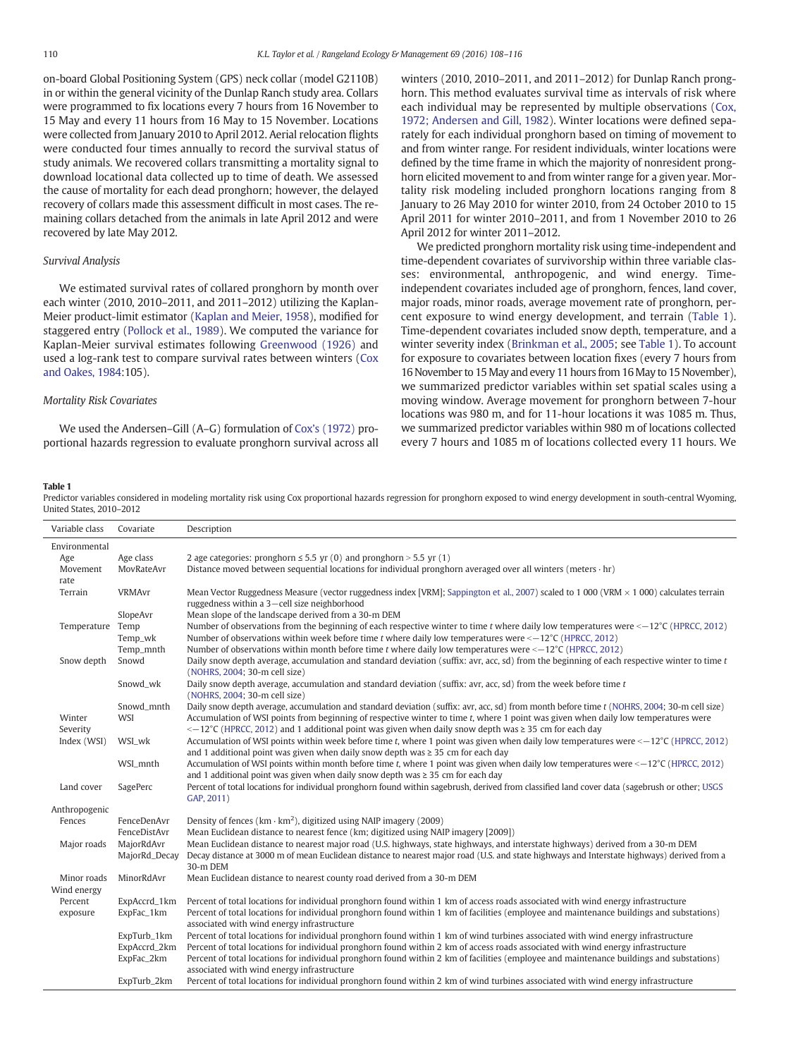on-board Global Positioning System (GPS) neck collar (model G2110B) in or within the general vicinity of the Dunlap Ranch study area. Collars were programmed to fix locations every 7 hours from 16 November to 15 May and every 11 hours from 16 May to 15 November. Locations were collected from January 2010 to April 2012. Aerial relocation flights were conducted four times annually to record the survival status of study animals. We recovered collars transmitting a mortality signal to download locational data collected up to time of death. We assessed the cause of mortality for each dead pronghorn; however, the delayed recovery of collars made this assessment difficult in most cases. The remaining collars detached from the animals in late April 2012 and were recovered by late May 2012.

### Survival Analysis

We estimated survival rates of collared pronghorn by month over each winter (2010, 2010–2011, and 2011–2012) utilizing the Kaplan-Meier product-limit estimator (Kaplan and Meier, 1958), modified for staggered entry (Pollock et al., 1989). We computed the variance for Kaplan-Meier survival estimates following Greenwood (1926) and used a log-rank test to compare survival rates between winters (Cox and Oakes, 1984:105).

### Mortality Risk Covariates

We used the Andersen–Gill (A–G) formulation of Cox's (1972) proportional hazards regression to evaluate pronghorn survival across all winters (2010, 2010–2011, and 2011–2012) for Dunlap Ranch pronghorn. This method evaluates survival time as intervals of risk where each individual may be represented by multiple observations (Cox, 1972; Andersen and Gill, 1982). Winter locations were defined separately for each individual pronghorn based on timing of movement to and from winter range. For resident individuals, winter locations were defined by the time frame in which the majority of nonresident pronghorn elicited movement to and from winter range for a given year. Mortality risk modeling included pronghorn locations ranging from 8 January to 26 May 2010 for winter 2010, from 24 October 2010 to 15 April 2011 for winter 2010–2011, and from 1 November 2010 to 26 April 2012 for winter 2011–2012.

We predicted pronghorn mortality risk using time-independent and time-dependent covariates of survivorship within three variable classes: environmental, anthropogenic, and wind energy. Time-independent covariates included age of pronghorn, fences, land cover, major roads, minor roads, average movement rate of pronghorn, percent exposure to wind energy development, and terrain (Table 1). Time-dependent covariates included snow depth, temperature, and a winter severity index (Brinkman et al., 2005; see Table 1). To account for exposure to covariates between location fixes (every 7 hours from 16 November to 15 May and every 11 hours from 16 May to 15 November), we summarized predictor variables within set spatial scales using a moving window. Average movement for pronghorn between 7-hour locations was 980 m, and for 11-hour locations it was 1085 m. Thus, we summarized predictor variables within 980 m of locations collected every 7 hours and 1085 m of locations collected every 11 hours. We

**Table 1**
Predictor variables considered in modeling mortality risk using Cox proportional hazards regression for pronghorn exposed to wind energy development in south-central Wyoming, United States, 2010–2012

| Variable class | Covariate | Description |
|---|---|---|
| Environmental | | |
| Age | Age class | 2 age categories: pronghorn ≤ 5.5 yr (0) and pronghorn > 5.5 yr (1) |
| Movement rate | MovRateAvr | Distance moved between sequential locations for individual pronghorn averaged over all winters (meters · hr) |
| Terrain | VRMAvr | Mean Vector Ruggedness Measure (vector ruggedness index [VRM]; Sappington et al., 2007) scaled to 1 000 (VRM × 1 000) calculates terrain ruggedness within a 3−cell size neighborhood |
| | SlopeAvr | Mean slope of the landscape derived from a 30-m DEM |
| Temperature | Temp | Number of observations from the beginning of each respective winter to time *t* where daily low temperatures were <−12°C (HPRCC, 2012) |
| | Temp_wk | Number of observations within week before time *t* where daily low temperatures were <−12°C (HPRCC, 2012) |
| | Temp_mnth | Number of observations within month before time *t* where daily low temperatures were <−12°C (HPRCC, 2012) |
| Snow depth | Snowd | Daily snow depth average, accumulation and standard deviation (suffix: avr, acc, sd) from the beginning of each respective winter to time *t* (NOHRS, 2004; 30-m cell size) |
| | Snowd_wk | Daily snow depth average, accumulation and standard deviation (suffix: avr, acc, sd) from the week before time *t* (NOHRS, 2004; 30-m cell size) |
| | Snowd_mnth | Daily snow depth average, accumulation and standard deviation (suffix: avr, acc, sd) from month before time *t* (NOHRS, 2004; 30-m cell size) |
| Winter Severity Index (WSI) | WSI | Accumulation of WSI points from beginning of respective winter to time *t*, where 1 point was given when daily low temperatures were <−12°C (HPRCC, 2012) and 1 additional point was given when daily snow depth was ≥ 35 cm for each day |
| | WSI_wk | Accumulation of WSI points within week before time *t*, where 1 point was given when daily low temperatures were <−12°C (HPRCC, 2012) and 1 additional point was given when daily snow depth was ≥ 35 cm for each day |
| | WSI_mnth | Accumulation of WSI points within month before time *t*, where 1 point was given when daily low temperatures were <−12°C (HPRCC, 2012) and 1 additional point was given when daily snow depth was ≥ 35 cm for each day |
| Land cover | SagePerc | Percent of total locations for individual pronghorn found within sagebrush, derived from classified land cover data (sagebrush or other; USGS GAP, 2011) |
| Anthropogenic | | |
| Fences | FenceDenAvr | Density of fences (km · km$^2$), digitized using NAIP imagery (2009) |
| | FenceDistAvr | Mean Euclidean distance to nearest fence (km; digitized using NAIP imagery [2009]) |
| Major roads | MajorRdAvr | Mean Euclidean distance to nearest major road (U.S. highways, state highways, and interstate highways) derived from a 30-m DEM |
| | MajorRd_Decay | Decay distance at 3000 m of mean Euclidean distance to nearest major road (U.S. and state highways and Interstate highways) derived from a 30-m DEM |
| Minor roads | MinorRdAvr | Mean Euclidean distance to nearest county road derived from a 30-m DEM |
| Wind energy | | |
| Percent exposure | ExpAccrd_1km | Percent of total locations for individual pronghorn found within 1 km of access roads associated with wind energy infrastructure |
| | ExpFac_1km | Percent of total locations for individual pronghorn found within 1 km of facilities (employee and maintenance buildings and substations) associated with wind energy infrastructure |
| | ExpTurb_1km | Percent of total locations for individual pronghorn found within 1 km of wind turbines associated with wind energy infrastructure |
| | ExpAccrd_2km | Percent of total locations for individual pronghorn found within 2 km of access roads associated with wind energy infrastructure |
| | ExpFac_2km | Percent of total locations for individual pronghorn found within 2 km of facilities (employee and maintenance buildings and substations) associated with wind energy infrastructure |
| | ExpTurb_2km | Percent of total locations for individual pronghorn found within 2 km of wind turbines associated with wind energy infrastructure |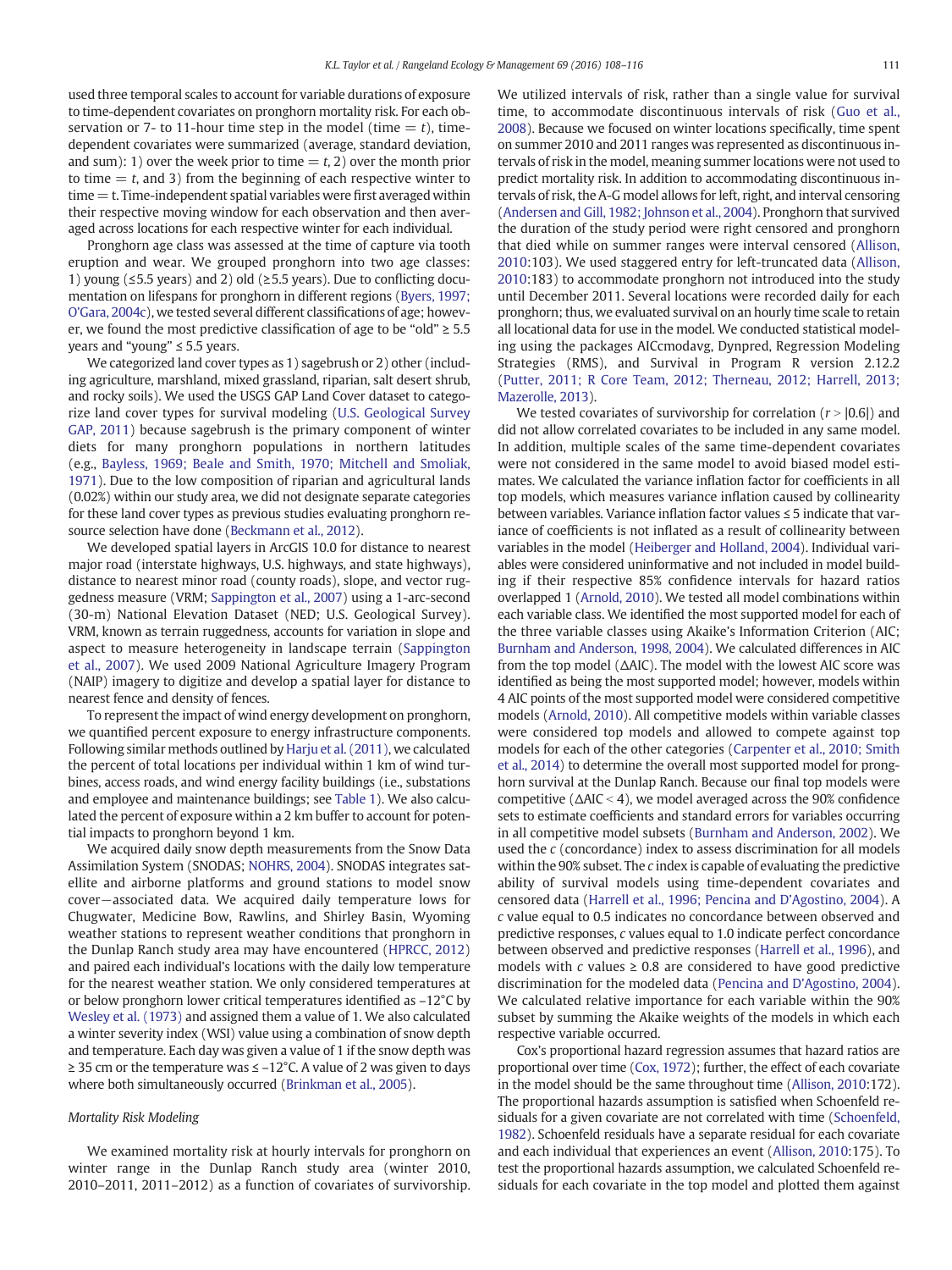used three temporal scales to account for variable durations of exposure to time-dependent covariates on pronghorn mortality risk. For each observation or 7- to 11-hour time step in the model (time = $t$), time-dependent covariates were summarized (average, standard deviation, and sum): 1) over the week prior to time = $t$, 2) over the month prior to time = $t$, and 3) from the beginning of each respective winter to time = t. Time-independent spatial variables were first averaged within their respective moving window for each observation and then averaged across locations for each respective winter for each individual.

Pronghorn age class was assessed at the time of capture via tooth eruption and wear. We grouped pronghorn into two age classes: 1) young (≤5.5 years) and 2) old (≥5.5 years). Due to conflicting documentation on lifespans for pronghorn in different regions (Byers, 1997; O'Gara, 2004c), we tested several different classifications of age; however, we found the most predictive classification of age to be "old" ≥ 5.5 years and "young" ≤ 5.5 years.

We categorized land cover types as 1) sagebrush or 2) other (including agriculture, marshland, mixed grassland, riparian, salt desert shrub, and rocky soils). We used the USGS GAP Land Cover dataset to categorize land cover types for survival modeling (U.S. Geological Survey GAP, 2011) because sagebrush is the primary component of winter diets for many pronghorn populations in northern latitudes (e.g., Bayless, 1969; Beale and Smith, 1970; Mitchell and Smoliak, 1971). Due to the low composition of riparian and agricultural lands (0.02%) within our study area, we did not designate separate categories for these land cover types as previous studies evaluating pronghorn resource selection have done (Beckmann et al., 2012).

We developed spatial layers in ArcGIS 10.0 for distance to nearest major road (interstate highways, U.S. highways, and state highways), distance to nearest minor road (county roads), slope, and vector ruggedness measure (VRM; Sappington et al., 2007) using a 1-arc-second (30-m) National Elevation Dataset (NED; U.S. Geological Survey). VRM, known as terrain ruggedness, accounts for variation in slope and aspect to measure heterogeneity in landscape terrain (Sappington et al., 2007). We used 2009 National Agriculture Imagery Program (NAIP) imagery to digitize and develop a spatial layer for distance to nearest fence and density of fences.

To represent the impact of wind energy development on pronghorn, we quantified percent exposure to energy infrastructure components. Following similar methods outlined by Harju et al. (2011), we calculated the percent of total locations per individual within 1 km of wind turbines, access roads, and wind energy facility buildings (i.e., substations and employee and maintenance buildings; see Table 1). We also calculated the percent of exposure within a 2 km buffer to account for potential impacts to pronghorn beyond 1 km.

We acquired daily snow depth measurements from the Snow Data Assimilation System (SNODAS; NOHRS, 2004). SNODAS integrates satellite and airborne platforms and ground stations to model snow cover—associated data. We acquired daily temperature lows for Chugwater, Medicine Bow, Rawlins, and Shirley Basin, Wyoming weather stations to represent weather conditions that pronghorn in the Dunlap Ranch study area may have encountered (HPRCC, 2012) and paired each individual's locations with the daily low temperature for the nearest weather station. We only considered temperatures at or below pronghorn lower critical temperatures identified as −12°C by Wesley et al. (1973) and assigned them a value of 1. We also calculated a winter severity index (WSI) value using a combination of snow depth and temperature. Each day was given a value of 1 if the snow depth was ≥ 35 cm or the temperature was ≤ −12°C. A value of 2 was given to days where both simultaneously occurred (Brinkman et al., 2005).

### Mortality Risk Modeling

We examined mortality risk at hourly intervals for pronghorn on winter range in the Dunlap Ranch study area (winter 2010, 2010–2011, 2011–2012) as a function of covariates of survivorship. We utilized intervals of risk, rather than a single value for survival time, to accommodate discontinuous intervals of risk (Guo et al., 2008). Because we focused on winter locations specifically, time spent on summer 2010 and 2011 ranges was represented as discontinuous intervals of risk in the model, meaning summer locations were not used to predict mortality risk. In addition to accommodating discontinuous intervals of risk, the A-G model allows for left, right, and interval censoring (Andersen and Gill, 1982; Johnson et al., 2004). Pronghorn that survived the duration of the study period were right censored and pronghorn that died while on summer ranges were interval censored (Allison, 2010:103). We used staggered entry for left-truncated data (Allison, 2010:183) to accommodate pronghorn not introduced into the study until December 2011. Several locations were recorded daily for each pronghorn; thus, we evaluated survival on an hourly time scale to retain all locational data for use in the model. We conducted statistical modeling using the packages AICcmodavg, Dynpred, Regression Modeling Strategies (RMS), and Survival in Program R version 2.12.2 (Putter, 2011; R Core Team, 2012; Therneau, 2012; Harrell, 2013; Mazerolle, 2013).

We tested covariates of survivorship for correlation ($r > |0.6|$) and did not allow correlated covariates to be included in any same model. In addition, multiple scales of the same time-dependent covariates were not considered in the same model to avoid biased model estimates. We calculated the variance inflation factor for coefficients in all top models, which measures variance inflation caused by collinearity between variables. Variance inflation factor values ≤ 5 indicate that variance of coefficients is not inflated as a result of collinearity between variables in the model (Heiberger and Holland, 2004). Individual variables were considered uninformative and not included in model building if their respective 85% confidence intervals for hazard ratios overlapped 1 (Arnold, 2010). We tested all model combinations within each variable class. We identified the most supported model for each of the three variable classes using Akaike's Information Criterion (AIC; Burnham and Anderson, 1998, 2004). We calculated differences in AIC from the top model (ΔAIC). The model with the lowest AIC score was identified as being the most supported model; however, models within 4 AIC points of the most supported model were considered competitive models (Arnold, 2010). All competitive models within variable classes were considered top models and allowed to compete against top models for each of the other categories (Carpenter et al., 2010; Smith et al., 2014) to determine the overall most supported model for pronghorn survival at the Dunlap Ranch. Because our final top models were competitive (ΔAIC < 4), we model averaged across the 90% confidence sets to estimate coefficients and standard errors for variables occurring in all competitive model subsets (Burnham and Anderson, 2002). We used the $c$ (concordance) index to assess discrimination for all models within the 90% subset. The $c$ index is capable of evaluating the predictive ability of survival models using time-dependent covariates and censored data (Harrell et al., 1996; Pencina and D'Agostino, 2004). A $c$ value equal to 0.5 indicates no concordance between observed and predictive responses, $c$ values equal to 1.0 indicate perfect concordance between observed and predictive responses (Harrell et al., 1996), and models with $c$ values ≥ 0.8 are considered to have good predictive discrimination for the modeled data (Pencina and D'Agostino, 2004). We calculated relative importance for each variable within the 90% subset by summing the Akaike weights of the models in which each respective variable occurred.

Cox's proportional hazard regression assumes that hazard ratios are proportional over time (Cox, 1972); further, the effect of each covariate in the model should be the same throughout time (Allison, 2010:172). The proportional hazards assumption is satisfied when Schoenfeld residuals for a given covariate are not correlated with time (Schoenfeld, 1982). Schoenfeld residuals have a separate residual for each covariate and each individual that experiences an event (Allison, 2010:175). To test the proportional hazards assumption, we calculated Schoenfeld residuals for each covariate in the top model and plotted them against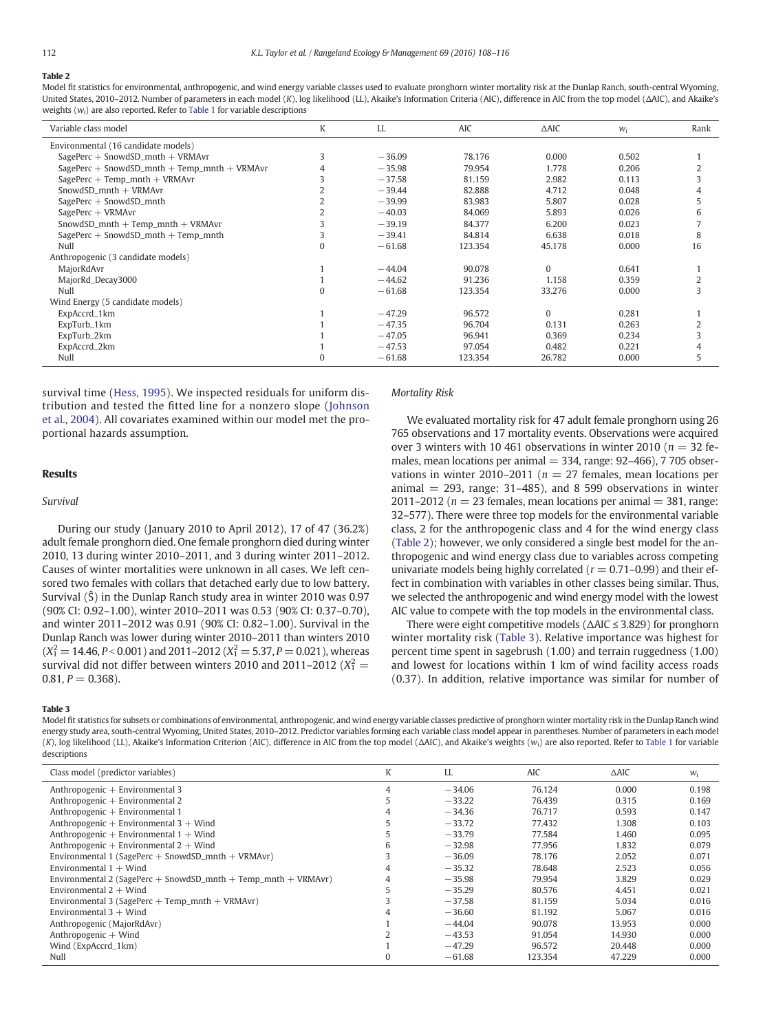**Table 2**
Model fit statistics for environmental, anthropogenic, and wind energy variable classes used to evaluate pronghorn winter mortality risk at the Dunlap Ranch, south-central Wyoming, United States, 2010–2012. Number of parameters in each model (K), log likelihood (LL), Akaike's Information Criteria (AIC), difference in AIC from the top model (ΔAIC), and Akaike's weights ($w_i$) are also reported. Refer to Table 1 for variable descriptions

| Variable class model | K | LL | AIC | ΔAIC | $w_i$ | Rank |
|---|---|---|---|---|---|---|
| Environmental (16 candidate models) | | | | | | |
| SagePerc + SnowdSD_mnth + VRMAvr | 3 | −36.09 | 78.176 | 0.000 | 0.502 | 1 |
| SagePerc + SnowdSD_mnth + Temp_mnth + VRMAvr | 4 | −35.98 | 79.954 | 1.778 | 0.206 | 2 |
| SagePerc + Temp_mnth + VRMAvr | 3 | −37.58 | 81.159 | 2.982 | 0.113 | 3 |
| SnowdSD_mnth + VRMAvr | 2 | −39.44 | 82.888 | 4.712 | 0.048 | 4 |
| SagePerc + SnowdSD_mnth | 2 | −39.99 | 83.983 | 5.807 | 0.028 | 5 |
| SagePerc + VRMAvr | 2 | −40.03 | 84.069 | 5.893 | 0.026 | 6 |
| SnowdSD_mnth + Temp_mnth + VRMAvr | 3 | −39.19 | 84.377 | 6.200 | 0.023 | 7 |
| SagePerc + SnowdSD_mnth + Temp_mnth | 3 | −39.41 | 84.814 | 6.638 | 0.018 | 8 |
| Null | 0 | −61.68 | 123.354 | 45.178 | 0.000 | 16 |
| Anthropogenic (3 candidate models) | | | | | | |
| MajorRdAvr | 1 | −44.04 | 90.078 | 0 | 0.641 | 1 |
| MajorRd_Decay3000 | 1 | −44.62 | 91.236 | 1.158 | 0.359 | 2 |
| Null | 0 | −61.68 | 123.354 | 33.276 | 0.000 | 3 |
| Wind Energy (5 candidate models) | | | | | | |
| ExpAccrd_1km | 1 | −47.29 | 96.572 | 0 | 0.281 | 1 |
| ExpTurb_1km | 1 | −47.35 | 96.704 | 0.131 | 0.263 | 2 |
| ExpTurb_2km | 1 | −47.05 | 96.941 | 0.369 | 0.234 | 3 |
| ExpAccrd_2km | 1 | −47.53 | 97.054 | 0.482 | 0.221 | 4 |
| Null | 0 | −61.68 | 123.354 | 26.782 | 0.000 | 5 |

survival time (Hess, 1995). We inspected residuals for uniform distribution and tested the fitted line for a nonzero slope (Johnson et al., 2004). All covariates examined within our model met the proportional hazards assumption.

## Results

### Survival

During our study (January 2010 to April 2012), 17 of 47 (36.2%) adult female pronghorn died. One female pronghorn died during winter 2010, 13 during winter 2010–2011, and 3 during winter 2011–2012. Causes of winter mortalities were unknown in all cases. We left censored two females with collars that detached early due to low battery. Survival ($\hat{S}$) in the Dunlap Ranch study area in winter 2010 was 0.97 (90% CI: 0.92–1.00), winter 2010–2011 was 0.53 (90% CI: 0.37–0.70), and winter 2011–2012 was 0.91 (90% CI: 0.82–1.00). Survival in the Dunlap Ranch was lower during winter 2010–2011 than winters 2010 ($X_1^2 = 14.46, P < 0.001$) and 2011–2012 ($X_1^2 = 5.37, P = 0.021$), whereas survival did not differ between winters 2010 and 2011–2012 ($X_1^2 = 0.81, P = 0.368$).

### Mortality Risk

We evaluated mortality risk for 47 adult female pronghorn using 26 765 observations and 17 mortality events. Observations were acquired over 3 winters with 10 461 observations in winter 2010 ($n = 32$ females, mean locations per animal = 334, range: 92–466), 7 705 observations in winter 2010–2011 ($n = 27$ females, mean locations per animal = 293, range: 31–485), and 8 599 observations in winter 2011–2012 ($n = 23$ females, mean locations per animal = 381, range: 32–577). There were three top models for the environmental variable class, 2 for the anthropogenic class and 4 for the wind energy class (Table 2); however, we only considered a single best model for the anthropogenic and wind energy class due to variables across competing univariate models being highly correlated ($r = 0.71$–$0.99$) and their effect in combination with variables in other classes being similar. Thus, we selected the anthropogenic and wind energy model with the lowest AIC value to compete with the top models in the environmental class.

There were eight competitive models (ΔAIC ≤ 3.829) for pronghorn winter mortality risk (Table 3). Relative importance was highest for percent time spent in sagebrush (1.00) and terrain ruggedness (1.00) and lowest for locations within 1 km of wind facility access roads (0.37). In addition, relative importance was similar for number of

**Table 3**
Model fit statistics for subsets or combinations of environmental, anthropogenic, and wind energy variable classes predictive of pronghorn winter mortality risk in the Dunlap Ranch wind energy study area, south-central Wyoming, United States, 2010–2012. Predictor variables forming each variable class model appear in parentheses. Number of parameters in each model (K), log likelihood (LL), Akaike's Information Criterion (AIC), difference in AIC from the top model (ΔAIC), and Akaike's weights ($w_i$) are also reported. Refer to Table 1 for variable descriptions

| Class model (predictor variables) | K | LL | AIC | ΔAIC | $w_i$ |
|---|---|---|---|---|---|
| Anthropogenic + Environmental 3 | 4 | −34.06 | 76.124 | 0.000 | 0.198 |
| Anthropogenic + Environmental 2 | 5 | −33.22 | 76.439 | 0.315 | 0.169 |
| Anthropogenic + Environmental 1 | 4 | −34.36 | 76.717 | 0.593 | 0.147 |
| Anthropogenic + Environmental 3 + Wind | 5 | −33.72 | 77.432 | 1.308 | 0.103 |
| Anthropogenic + Environmental 1 + Wind | 5 | −33.79 | 77.584 | 1.460 | 0.095 |
| Anthropogenic + Environmental 2 + Wind | 6 | −32.98 | 77.956 | 1.832 | 0.079 |
| Environmental 1 (SagePerc + SnowdSD_mnth + VRMAvr) | 3 | −36.09 | 78.176 | 2.052 | 0.071 |
| Environmental 1 + Wind | 4 | −35.32 | 78.648 | 2.523 | 0.056 |
| Environmental 2 (SagePerc + SnowdSD_mnth + Temp_mnth + VRMAvr) | 4 | −35.98 | 79.954 | 3.829 | 0.029 |
| Environmental 2 + Wind | 5 | −35.29 | 80.576 | 4.451 | 0.021 |
| Environmental 3 (SagePerc + Temp_mnth + VRMAvr) | 3 | −37.58 | 81.159 | 5.034 | 0.016 |
| Environmental 3 + Wind | 4 | −36.60 | 81.192 | 5.067 | 0.016 |
| Anthropogenic (MajorRdAvr) | 1 | −44.04 | 90.078 | 13.953 | 0.000 |
| Anthropogenic + Wind | 2 | −43.53 | 91.054 | 14.930 | 0.000 |
| Wind (ExpAccrd_1km) | 1 | −47.29 | 96.572 | 20.448 | 0.000 |
| Null | 0 | −61.68 | 123.354 | 47.229 | 0.000 |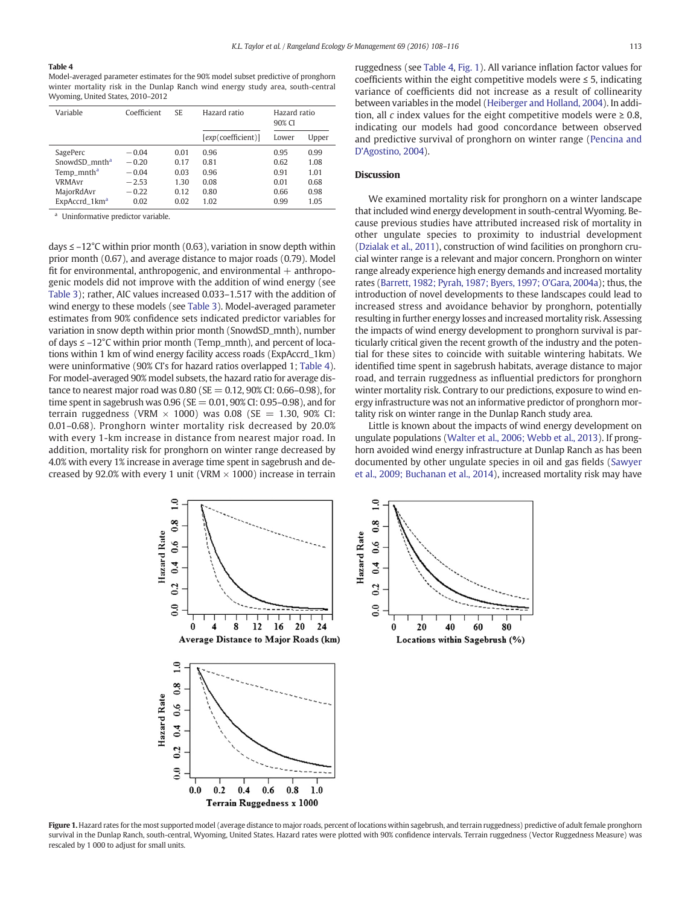**Table 4**
Model-averaged parameter estimates for the 90% model subset predictive of pronghorn winter mortality risk in the Dunlap Ranch wind energy study area, south-central Wyoming, United States, 2010–2012

| Variable | Coefficient | SE | Hazard ratio | Hazard ratio 90% CI | |
|---|---|---|---|---|---|
| | | | [exp(coefficient)] | Lower | Upper |
| SagePerc | −0.04 | 0.01 | 0.96 | 0.95 | 0.99 |
| SnowdSD_mnth[a] | −0.20 | 0.17 | 0.81 | 0.62 | 1.08 |
| Temp_mnth[a] | −0.04 | 0.03 | 0.96 | 0.91 | 1.01 |
| VRMAvr | −2.53 | 1.30 | 0.08 | 0.01 | 0.68 |
| MajorRdAvr | −0.22 | 0.12 | 0.80 | 0.66 | 0.98 |
| ExpAccrd_1km[a] | 0.02 | 0.02 | 1.02 | 0.99 | 1.05 |

[a] Uninformative predictor variable.

days ≤ −12°C within prior month (0.63), variation in snow depth within prior month (0.67), and average distance to major roads (0.79). Model fit for environmental, anthropogenic, and environmental + anthropogenic models did not improve with the addition of wind energy (see Table 3); rather, AIC values increased 0.033–1.517 with the addition of wind energy to these models (see Table 3). Model-averaged parameter estimates from 90% confidence sets indicated predictor variables for variation in snow depth within prior month (SnowdSD_mnth), number of days ≤ −12°C within prior month (Temp_mnth), and percent of locations within 1 km of wind energy facility access roads (ExpAccrd_1km) were uninformative (90% CI's for hazard ratios overlapped 1; Table 4). For model-averaged 90% model subsets, the hazard ratio for average distance to nearest major road was 0.80 (SE = 0.12, 90% CI: 0.66–0.98), for time spent in sagebrush was 0.96 (SE = 0.01, 90% CI: 0.95–0.98), and for terrain ruggedness (VRM × 1000) was 0.08 (SE = 1.30, 90% CI: 0.01–0.68). Pronghorn winter mortality risk decreased by 20.0% with every 1-km increase in distance from nearest major road. In addition, mortality risk for pronghorn on winter range decreased by 4.0% with every 1% increase in average time spent in sagebrush and decreased by 92.0% with every 1 unit (VRM × 1000) increase in terrain ruggedness (see Table 4, Fig. 1). All variance inflation factor values for coefficients within the eight competitive models were ≤ 5, indicating variance of coefficients did not increase as a result of collinearity between variables in the model (Heiberger and Holland, 2004). In addition, all $c$ index values for the eight competitive models were ≥ 0.8, indicating our models had good concordance between observed and predictive survival of pronghorn on winter range (Pencina and D'Agostino, 2004).

## Discussion

We examined mortality risk for pronghorn on a winter landscape that included wind energy development in south-central Wyoming. Because previous studies have attributed increased risk of mortality in other ungulate species to proximity to industrial development (Dzialak et al., 2011), construction of wind facilities on pronghorn crucial winter range is a relevant and major concern. Pronghorn on winter range already experience high energy demands and increased mortality rates (Barrett, 1982; Pyrah, 1987; Byers, 1997; O'Gara, 2004a); thus, the introduction of novel developments to these landscapes could lead to increased stress and avoidance behavior by pronghorn, potentially resulting in further energy losses and increased mortality risk. Assessing the impacts of wind energy development to pronghorn survival is particularly critical given the recent growth of the industry and the potential for these sites to coincide with suitable wintering habitats. We identified time spent in sagebrush habitats, average distance to major road, and terrain ruggedness as influential predictors for pronghorn winter mortality risk. Contrary to our predictions, exposure to wind energy infrastructure was not an informative predictor of pronghorn mortality risk on winter range in the Dunlap Ranch study area.

Little is known about the impacts of wind energy development on ungulate populations (Walter et al., 2006; Webb et al., 2013). If pronghorn avoided wind energy infrastructure at Dunlap Ranch as has been documented by other ungulate species in oil and gas fields (Sawyer et al., 2009; Buchanan et al., 2014), increased mortality risk may have

**Figure 1.** Hazard rates for the most supported model (average distance to major roads, percent of locations within sagebrush, and terrain ruggedness) predictive of adult female pronghorn survival in the Dunlap Ranch, south-central, Wyoming, United States. Hazard rates were plotted with 90% confidence intervals. Terrain ruggedness (Vector Ruggedness Measure) was rescaled by 1 000 to adjust for small units.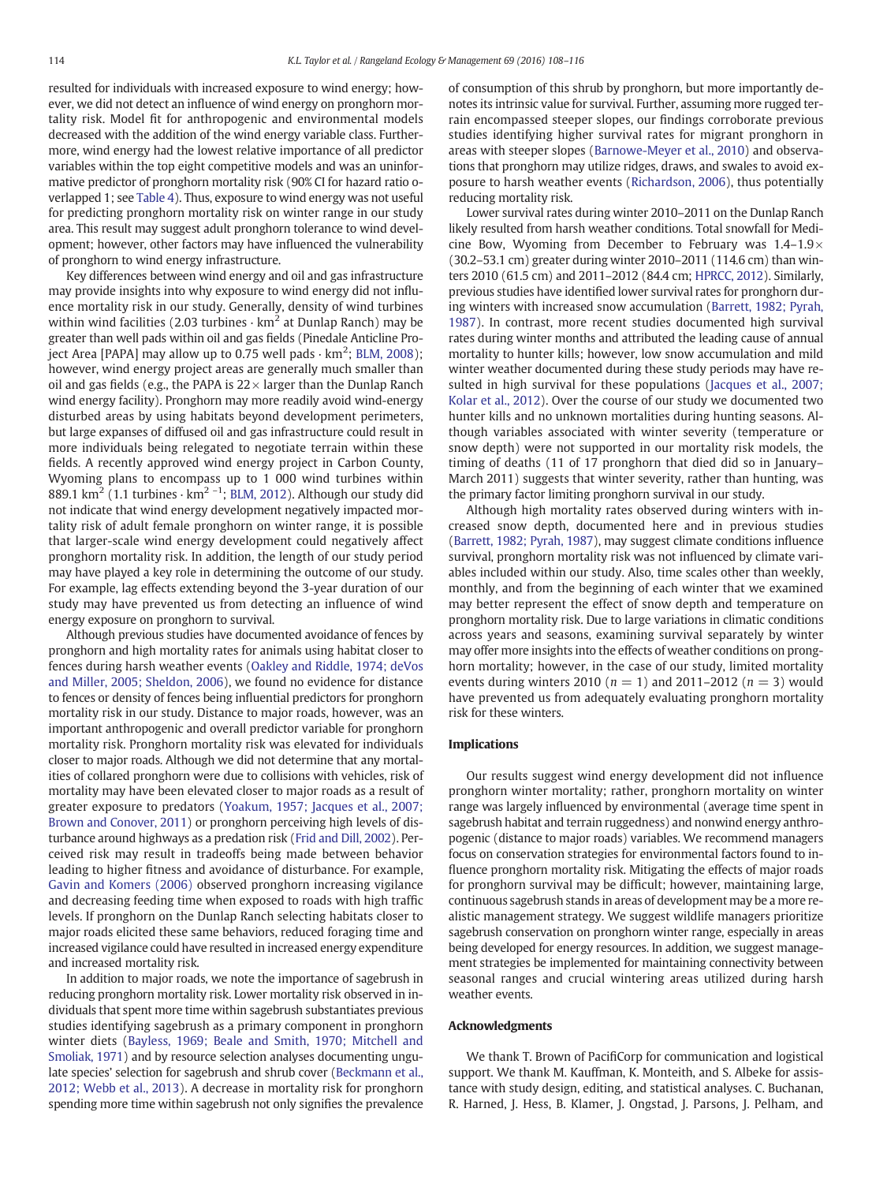resulted for individuals with increased exposure to wind energy; however, we did not detect an influence of wind energy on pronghorn mortality risk. Model fit for anthropogenic and environmental models decreased with the addition of the wind energy variable class. Furthermore, wind energy had the lowest relative importance of all predictor variables within the top eight competitive models and was an uninformative predictor of pronghorn mortality risk (90% CI for hazard ratio overlapped 1; see Table 4). Thus, exposure to wind energy was not useful for predicting pronghorn mortality risk on winter range in our study area. This result may suggest adult pronghorn tolerance to wind development; however, other factors may have influenced the vulnerability of pronghorn to wind energy infrastructure.

Key differences between wind energy and oil and gas infrastructure may provide insights into why exposure to wind energy did not influence mortality risk in our study. Generally, density of wind turbines within wind facilities (2.03 turbines $\cdot$ km$^2$ at Dunlap Ranch) may be greater than well pads within oil and gas fields (Pinedale Anticline Project Area [PAPA] may allow up to 0.75 well pads $\cdot$ km$^2$; BLM, 2008); however, wind energy project areas are generally much smaller than oil and gas fields (e.g., the PAPA is 22$\times$ larger than the Dunlap Ranch wind energy facility). Pronghorn may more readily avoid wind-energy disturbed areas by using habitats beyond development perimeters, but large expanses of diffused oil and gas infrastructure could result in more individuals being relegated to negotiate terrain within these fields. A recently approved wind energy project in Carbon County, Wyoming plans to encompass up to 1 000 wind turbines within 889.1 km$^2$ (1.1 turbines $\cdot$ km$^{2\ -1}$; BLM, 2012). Although our study did not indicate that wind energy development negatively impacted mortality risk of adult female pronghorn on winter range, it is possible that larger-scale wind energy development could negatively affect pronghorn mortality risk. In addition, the length of our study period may have played a key role in determining the outcome of our study. For example, lag effects extending beyond the 3-year duration of our study may have prevented us from detecting an influence of wind energy exposure on pronghorn to survival.

Although previous studies have documented avoidance of fences by pronghorn and high mortality rates for animals using habitat closer to fences during harsh weather events (Oakley and Riddle, 1974; deVos and Miller, 2005; Sheldon, 2006), we found no evidence for distance to fences or density of fences being influential predictors for pronghorn mortality risk in our study. Distance to major roads, however, was an important anthropogenic and overall predictor variable for pronghorn mortality risk. Pronghorn mortality risk was elevated for individuals closer to major roads. Although we did not determine that any mortalities of collared pronghorn were due to collisions with vehicles, risk of mortality may have been elevated closer to major roads as a result of greater exposure to predators (Yoakum, 1957; Jacques et al., 2007; Brown and Conover, 2011) or pronghorn perceiving high levels of disturbance around highways as a predation risk (Frid and Dill, 2002). Perceived risk may result in tradeoffs being made between behavior leading to higher fitness and avoidance of disturbance. For example, Gavin and Komers (2006) observed pronghorn increasing vigilance and decreasing feeding time when exposed to roads with high traffic levels. If pronghorn on the Dunlap Ranch selecting habitats closer to major roads elicited these same behaviors, reduced foraging time and increased vigilance could have resulted in increased energy expenditure and increased mortality risk.

In addition to major roads, we note the importance of sagebrush in reducing pronghorn mortality risk. Lower mortality risk observed in individuals that spent more time within sagebrush substantiates previous studies identifying sagebrush as a primary component in pronghorn winter diets (Bayless, 1969; Beale and Smith, 1970; Mitchell and Smoliak, 1971) and by resource selection analyses documenting ungulate species' selection for sagebrush and shrub cover (Beckmann et al., 2012; Webb et al., 2013). A decrease in mortality risk for pronghorn spending more time within sagebrush not only signifies the prevalence of consumption of this shrub by pronghorn, but more importantly denotes its intrinsic value for survival. Further, assuming more rugged terrain encompassed steeper slopes, our findings corroborate previous studies identifying higher survival rates for migrant pronghorn in areas with steeper slopes (Barnowe-Meyer et al., 2010) and observations that pronghorn may utilize ridges, draws, and swales to avoid exposure to harsh weather events (Richardson, 2006), thus potentially reducing mortality risk.

Lower survival rates during winter 2010–2011 on the Dunlap Ranch likely resulted from harsh weather conditions. Total snowfall for Medicine Bow, Wyoming from December to February was 1.4–1.9$\times$ (30.2–53.1 cm) greater during winter 2010–2011 (114.6 cm) than winters 2010 (61.5 cm) and 2011–2012 (84.4 cm; HPRCC, 2012). Similarly, previous studies have identified lower survival rates for pronghorn during winters with increased snow accumulation (Barrett, 1982; Pyrah, 1987). In contrast, more recent studies documented high survival rates during winter months and attributed the leading cause of annual mortality to hunter kills; however, low snow accumulation and mild winter weather documented during these study periods may have resulted in high survival for these populations (Jacques et al., 2007; Kolar et al., 2012). Over the course of our study we documented two hunter kills and no unknown mortalities during hunting seasons. Although variables associated with winter severity (temperature or snow depth) were not supported in our mortality risk models, the timing of deaths (11 of 17 pronghorn that died did so in January–March 2011) suggests that winter severity, rather than hunting, was the primary factor limiting pronghorn survival in our study.

Although high mortality rates observed during winters with increased snow depth, documented here and in previous studies (Barrett, 1982; Pyrah, 1987), may suggest climate conditions influence survival, pronghorn mortality risk was not influenced by climate variables included within our study. Also, time scales other than weekly, monthly, and from the beginning of each winter that we examined may better represent the effect of snow depth and temperature on pronghorn mortality risk. Due to large variations in climatic conditions across years and seasons, examining survival separately by winter may offer more insights into the effects of weather conditions on pronghorn mortality; however, in the case of our study, limited mortality events during winters 2010 ($n = 1$) and 2011–2012 ($n = 3$) would have prevented us from adequately evaluating pronghorn mortality risk for these winters.

## Implications

Our results suggest wind energy development did not influence pronghorn winter mortality; rather, pronghorn mortality on winter range was largely influenced by environmental (average time spent in sagebrush habitat and terrain ruggedness) and nonwind energy anthropogenic (distance to major roads) variables. We recommend managers focus on conservation strategies for environmental factors found to influence pronghorn mortality risk. Mitigating the effects of major roads for pronghorn survival may be difficult; however, maintaining large, continuous sagebrush stands in areas of development may be a more realistic management strategy. We suggest wildlife managers prioritize sagebrush conservation on pronghorn winter range, especially in areas being developed for energy resources. In addition, we suggest management strategies be implemented for maintaining connectivity between seasonal ranges and crucial wintering areas utilized during harsh weather events.

## Acknowledgments

We thank T. Brown of PacifiCorp for communication and logistical support. We thank M. Kauffman, K. Monteith, and S. Albeke for assistance with study design, editing, and statistical analyses. C. Buchanan, R. Harned, J. Hess, B. Klamer, J. Ongstad, J. Parsons, J. Pelham, and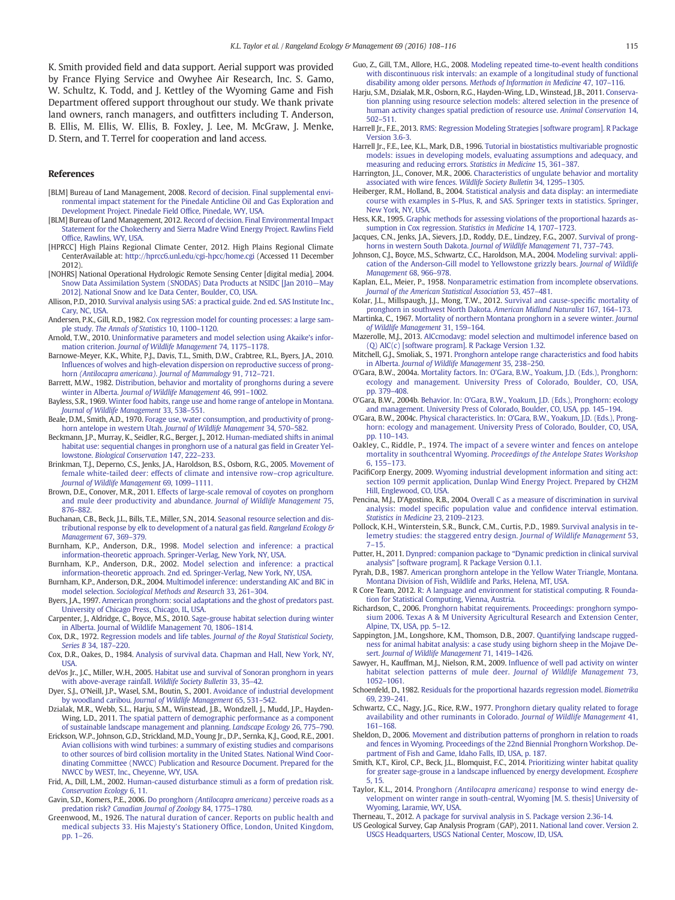K. Smith provided field and data support. Aerial support was provided by France Flying Service and Owyhee Air Research, Inc. S. Gamo, W. Schultz, K. Todd, and J. Kettley of the Wyoming Game and Fish Department offered support throughout our study. We thank private land owners, ranch managers, and outfitters including T. Anderson, B. Ellis, M. Ellis, W. Ellis, B. Foxley, J. Lee, M. McGraw, J. Menke, D. Stern, and T. Terrel for cooperation and land access.

## References

[BLM] Bureau of Land Management, 2008. Record of decision. Final supplemental environmental impact statement for the Pinedale Anticline Oil and Gas Exploration and Development Project. Pinedale Field Office, Pinedale, WY, USA.

[BLM] Bureau of Land Management, 2012. Record of decision. Final Environmental Impact Statement for the Chokecherry and Sierra Madre Wind Energy Project. Rawlins Field Office, Rawlins, WY, USA.

[HPRCC] High Plains Regional Climate Center, 2012. High Plains Regional Climate CenterAvailable at: http://hprcc6.unl.edu/cgi-hpcc/home.cgi (Accessed 11 December 2012).

[NOHRS] National Operational Hydrologic Remote Sensing Center [digital media], 2004. Snow Data Assimilation System (SNODAS) Data Products at NSIDC [Jan 2010—May 2012]. National Snow and Ice Data Center, Boulder, CO, USA.

Allison, P.D., 2010. Survival analysis using SAS: a practical guide. 2nd ed. SAS Institute Inc., Cary, NC, USA.

Andersen, P.K., Gill, R.D., 1982. Cox regression model for counting processes: a large sample study. *The Annals of Statistics* 10, 1100–1120.

Arnold, T.W., 2010. Uninformative parameters and model selection using Akaike's information criterion. *Journal of Wildlife Management* 74, 1175–1178.

Barnowe-Meyer, K.K., White, P.J., Davis, T.L., Smith, D.W., Crabtree, R.L., Byers, J.A., 2010. Influences of wolves and high-elevation dispersion on reproductive success of pronghorn *(Antilocapra americana)*. *Journal of Mammalogy* 91, 712–721.

Barrett, M.W., 1982. Distribution, behavior and mortality of pronghorns during a severe winter in Alberta. *Journal of Wildlife Management* 46, 991–1002.

Bayless, S.R., 1969. Winter food habits, range use and home range of antelope in Montana. *Journal of Wildlife Management* 33, 538–551.

Beale, D.M., Smith, A.D., 1970. Forage use, water consumption, and productivity of pronghorn antelope in western Utah. *Journal of Wildlife Management* 34, 570–582.

Beckmann, J.P., Murray, K., Seidler, R.G., Berger, J., 2012. Human-mediated shifts in animal habitat use: sequential changes in pronghorn use of a natural gas field in Greater Yellowstone. *Biological Conservation* 147, 222–233.

Brinkman, T.J., Deperno, C.S., Jenks, J.A., Haroldson, B.S., Osborn, R.G., 2005. Movement of female white-tailed deer: effects of climate and intensive row–crop agriculture. *Journal of Wildlife Management* 69, 1099–1111.

Brown, D.E., Conover, M.R., 2011. Effects of large-scale removal of coyotes on pronghorn and mule deer productivity and abundance. *Journal of Wildlife Management* 75, 876–882.

Buchanan, C.B., Beck, J.L., Bills, T.E., Miller, S.N., 2014. Seasonal resource selection and distributional response by elk to development of a natural gas field. *Rangeland Ecology & Management* 67, 369–379.

Burnham, K.P., Anderson, D.R., 1998. Model selection and inference: a practical information-theoretic approach. Springer-Verlag, New York, NY, USA.

Burnham, K.P., Anderson, D.R., 2002. Model selection and inference: a practical information-theoretic approach. 2nd ed. Springer-Verlag, New York, NY, USA.

Burnham, K.P., Anderson, D.R., 2004. Multimodel inference: understanding AIC and BIC in model selection. *Sociological Methods and Research* 33, 261–304.

Byers, J.A., 1997. American pronghorn: social adaptations and the ghost of predators past. University of Chicago Press, Chicago, IL, USA.

Carpenter, J., Aldridge, C., Boyce, M.S., 2010. Sage-grouse habitat selection during winter in Alberta. Journal of Wildlife Management 70, 1806–1814.

Cox, D.R., 1972. Regression models and life tables. *Journal of the Royal Statistical Society, Series B* 34, 187–220.

Cox, D.R., Oakes, D., 1984. Analysis of survival data. Chapman and Hall, New York, NY, USA.

deVos Jr., J.C., Miller, W.H., 2005. Habitat use and survival of Sonoran pronghorn in years with above-average rainfall. *Wildlife Society Bulletin* 33, 35–42.

Dyer, S.J., O'Neill, J.P., Wasel, S.M., Boutin, S., 2001. Avoidance of industrial development by woodland caribou. *Journal of Wildlife Management* 65, 531–542.

Dzialak, M.R., Webb, S.L., Harju, S.M., Winstead, J.B., Wondzell, J., Mudd, J.P., Hayden-Wing, L.D., 2011. The spatial pattern of demographic performance as a component of sustainable landscape management and planning. *Landscape Ecology* 26, 775–790.

Erickson, W.P., Johnson, G.D., Strickland, M.D., Young Jr., D.P., Sernka, K.J., Good, R.E., 2001. Avian collisions with wind turbines: a summary of existing studies and comparisons to other sources of bird collision mortality in the United States. National Wind Coordinating Committee (NWCC) Publication and Resource Document. Prepared for the NWCC by WEST, Inc., Cheyenne, WY, USA.

Frid, A., Dill, L.M., 2002. Human-caused disturbance stimuli as a form of predation risk. *Conservation Ecology* 6, 11.

Gavin, S.D., Komers, P.E., 2006. Do pronghorn *(Antilocapra americana)* perceive roads as a predation risk? *Canadian Journal of Zoology* 84, 1775–1780.

Greenwood, M., 1926. The natural duration of cancer. Reports on public health and medical subjects 33. His Majesty's Stationery Office, London, United Kingdom, pp. 1–26.

Guo, Z., Gill, T.M., Allore, H.G., 2008. Modeling repeated time-to-event health conditions with discontinuous risk intervals: an example of a longitudinal study of functional disability among older persons. *Methods of Information in Medicine* 47, 107–116.

Harju, S.M., Dzialak, M.R., Osborn, R.G., Hayden-Wing, L.D., Winstead, J.B., 2011. Conservation planning using resource selection models: altered selection in the presence of human activity changes spatial prediction of resource use. *Animal Conservation* 14, 502–511.

Harrell Jr., F.E., 2013. RMS: Regression Modeling Strategies [software program]. R Package Version 3.6-3.

Harrell Jr., F.E., Lee, K.L., Mark, D.B., 1996. Tutorial in biostatistics multivariable prognostic models: issues in developing models, evaluating assumptions and adequacy, and measuring and reducing errors. *Statistics in Medicine* 15, 361–387.

Harrington, J.L., Conover, M.R., 2006. Characteristics of ungulate behavior and mortality associated with wire fences. *Wildlife Society Bulletin* 34, 1295–1305.

Heiberger, R.M., Holland, B., 2004. Statistical analysis and data display: an intermediate course with examples in S-Plus, R, and SAS. Springer texts in statistics. Springer, New York, NY, USA.

Hess, K.R., 1995. Graphic methods for assessing violations of the proportional hazards assumption in Cox regression. *Statistics in Medicine* 14, 1707–1723.

Jacques, C.N., Jenks, J.A., Sievers, J.D., Roddy, D.E., Lindzey, F.G., 2007. Survival of pronghorns in western South Dakota. *Journal of Wildlife Management* 71, 737–743.

Johnson, C.J., Boyce, M.S., Schwartz, C.C., Haroldson, M.A., 2004. Modeling survival: application of the Anderson-Gill model to Yellowstone grizzly bears. *Journal of Wildlife Management* 68, 966–978.

Kaplan, E.L., Meier, P., 1958. Nonparametric estimation from incomplete observations. *Journal of the American Statistical Association* 53, 457–481.

Kolar, J.L., Millspaugh, J.J., Mong, T.W., 2012. Survival and cause-specific mortality of pronghorn in southwest North Dakota. *American Midland Naturalist* 167, 164–173.

Martinka, C., 1967. Mortality of northern Montana pronghorn in a severe winter. *Journal of Wildlife Management* 31, 159–164.

Mazerolle, M.J., 2013. AICcmodavg: model selection and multimodel inference based on (Q) AIC(c) [software program]. R Package Version 1.32.

Mitchell, G.J., Smoliak, S., 1971. Pronghorn antelope range characteristics and food habits in Alberta. *Journal of Wildlife Management* 35, 238–250.

O'Gara, B.W., 2004a. Mortality factors. In: O'Gara, B.W., Yoakum, J.D. (Eds.), Pronghorn: ecology and management. University Press of Colorado, Boulder, CO, USA, pp. 379–408.

O'Gara, B.W., 2004b. Behavior. In: O'Gara, B.W., Yoakum, J.D. (Eds.), Pronghorn: ecology and management. University Press of Colorado, Boulder, CO, USA, pp. 145–194.

O'Gara, B.W., 2004c. Physical characteristics. In: O'Gara, B.W., Yoakum, J.D. (Eds.), Pronghorn: ecology and management. University Press of Colorado, Boulder, CO, USA, pp. 110–143.

Oakley, C., Riddle, P., 1974. The impact of a severe winter and fences on antelope mortality in southcentral Wyoming. *Proceedings of the Antelope States Workshop* 6, 155–173.

PacifiCorp Energy, 2009. Wyoming industrial development information and siting act: section 109 permit application, Dunlap Wind Energy Project. Prepared by CH2M Hill, Englewood, CO, USA.

Pencina, M.J., D'Agostino, R.B., 2004. Overall C as a measure of discrimination in survival analysis: model specific population value and confidence interval estimation. *Statistics in Medicine* 23, 2109–2123.

Pollock, K.H., Winterstein, S.R., Bunck, C.M., Curtis, P.D., 1989. Survival analysis in telemetry studies: the staggered entry design. *Journal of Wildlife Management* 53, 7–15.

Putter, H., 2011. Dynpred: companion package to "Dynamic prediction in clinical survival analysis" [software program]. R Package Version 0.1.1.

Pyrah, D.B., 1987. American pronghorn antelope in the Yellow Water Triangle, Montana. Montana Division of Fish, Wildlife and Parks, Helena, MT, USA.

R Core Team, 2012. R: A language and environment for statistical computing. R Foundation for Statistical Computing, Vienna, Austria.

Richardson, C., 2006. Pronghorn habitat requirements. Proceedings: pronghorn symposium 2006. Texas A & M University Agricultural Research and Extension Center, Alpine, TX, USA, pp. 5–12.

Sappington, J.M., Longshore, K.M., Thomson, D.B., 2007. Quantifying landscape ruggedness for animal habitat analysis: a case study using bighorn sheep in the Mojave Desert. *Journal of Wildlife Management* 71, 1419–1426.

Sawyer, H., Kauffman, M.J., Nielson, R.M., 2009. Influence of well pad activity on winter habitat selection patterns of mule deer. *Journal of Wildlife Management* 73, 1052–1061.

Schoenfeld, D., 1982. Residuals for the proportional hazards regression model. *Biometrika* 69, 239–241.

Schwartz, C.C., Nagy, J.G., Rice, R.W., 1977. Pronghorn dietary quality related to forage availability and other ruminants in Colorado. *Journal of Wildlife Management* 41, 161–168.

Sheldon, D., 2006. Movement and distribution patterns of pronghorn in relation to roads and fences in Wyoming. Proceedings of the 22nd Biennial Pronghorn Workshop. Department of Fish and Game, Idaho Falls, ID, USA, p. 187.

Smith, K.T., Kirol, C.P., Beck, J.L., Blomquist, F.C., 2014. Prioritizing winter habitat quality for greater sage-grouse in a landscape influenced by energy development. *Ecosphere* 5, 15.

Taylor, K.L., 2014. Pronghorn *(Antilocapra americana)* response to wind energy development on winter range in south-central, Wyoming [M. S. thesis] University of Wyoming, Laramie, WY, USA.

Therneau, T., 2012. A package for survival analysis in S. Package version 2.36-14.

US Geological Survey, Gap Analysis Program (GAP), 2011. National land cover. Version 2. USGS Headquarters, USGS National Center, Moscow, ID, USA.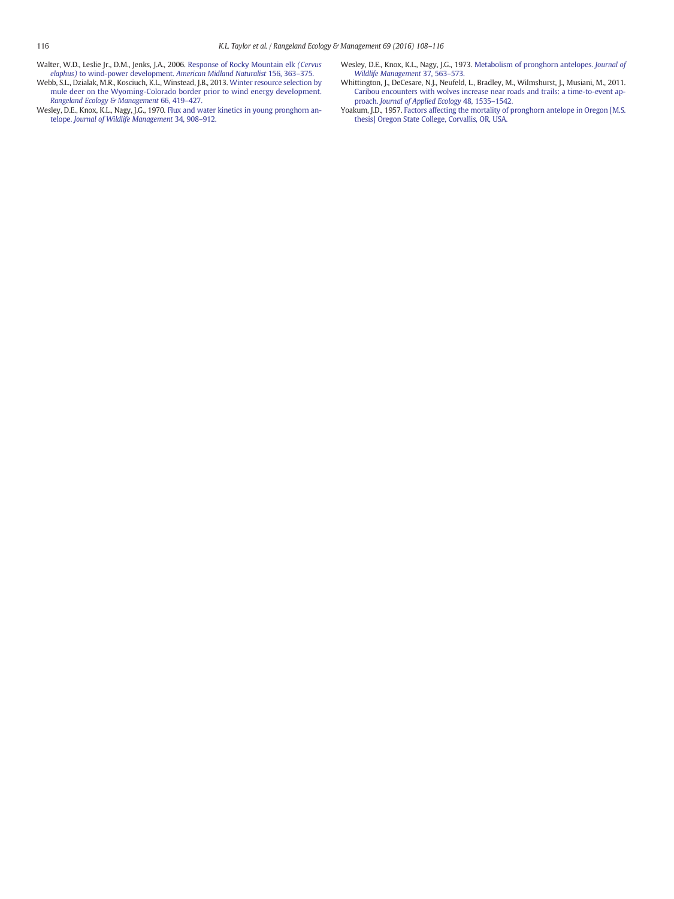Walter, W.D., Leslie Jr., D.M., Jenks, J.A., 2006. Response of Rocky Mountain elk (*Cervus elaphus*) to wind-power development. *American Midland Naturalist* 156, 363–375.

Webb, S.L., Dzialak, M.R., Kosciuch, K.L., Winstead, J.B., 2013. Winter resource selection by mule deer on the Wyoming-Colorado border prior to wind energy development. *Rangeland Ecology & Management* 66, 419–427.

Wesley, D.E., Knox, K.L., Nagy, J.G., 1970. Flux and water kinetics in young pronghorn antelope. *Journal of Wildlife Management* 34, 908–912.

Wesley, D.E., Knox, K.L., Nagy, J.G., 1973. Metabolism of pronghorn antelopes. *Journal of Wildlife Management* 37, 563–573.

Whittington, J., DeCesare, N.J., Neufeld, L., Bradley, M., Wilmshurst, J., Musiani, M., 2011. Caribou encounters with wolves increase near roads and trails: a time-to-event approach. *Journal of Applied Ecology* 48, 1535–1542.

Yoakum, J.D., 1957. Factors affecting the mortality of pronghorn antelope in Oregon [M.S. thesis] Oregon State College, Corvallis, OR, USA.